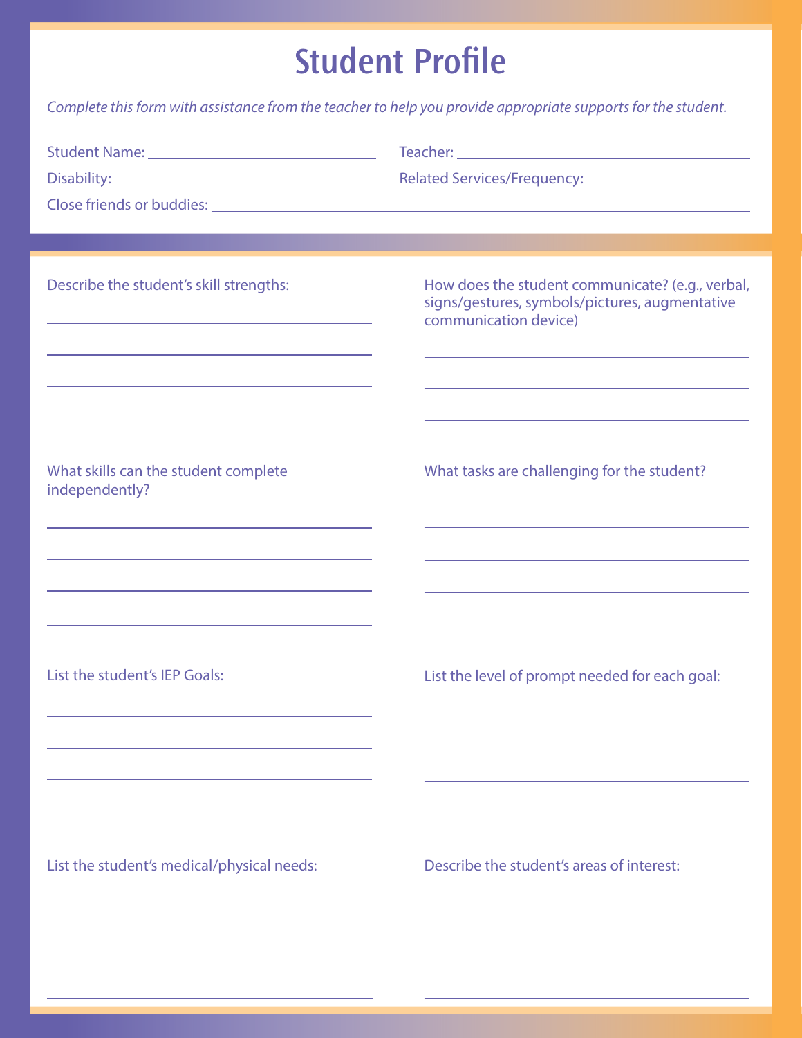# Student Profile

*Complete this form with assistance from the teacher to help you provide appropriate supports for the student.*

Student Name: ______________________________

Teacher: ______________________________

Disability: ______________________________

Related Services/Frequency: ______________________________

Close friends or buddies: ______________________________

Describe the student's skill strengths:

______________________________

______________________________

______________________________

______________________________

How does the student communicate? (e.g., verbal, signs/gestures, symbols/pictures, augmentative communication device)

______________________________

______________________________

______________________________

What skills can the student complete independently?

______________________________

______________________________

______________________________

______________________________

What tasks are challenging for the student?

______________________________

______________________________

______________________________

______________________________

List the student's IEP Goals:

______________________________

______________________________

______________________________

______________________________

List the level of prompt needed for each goal:

______________________________

______________________________

______________________________

______________________________

List the student's medical/physical needs:

______________________________

______________________________

______________________________

Describe the student's areas of interest:

______________________________

______________________________

______________________________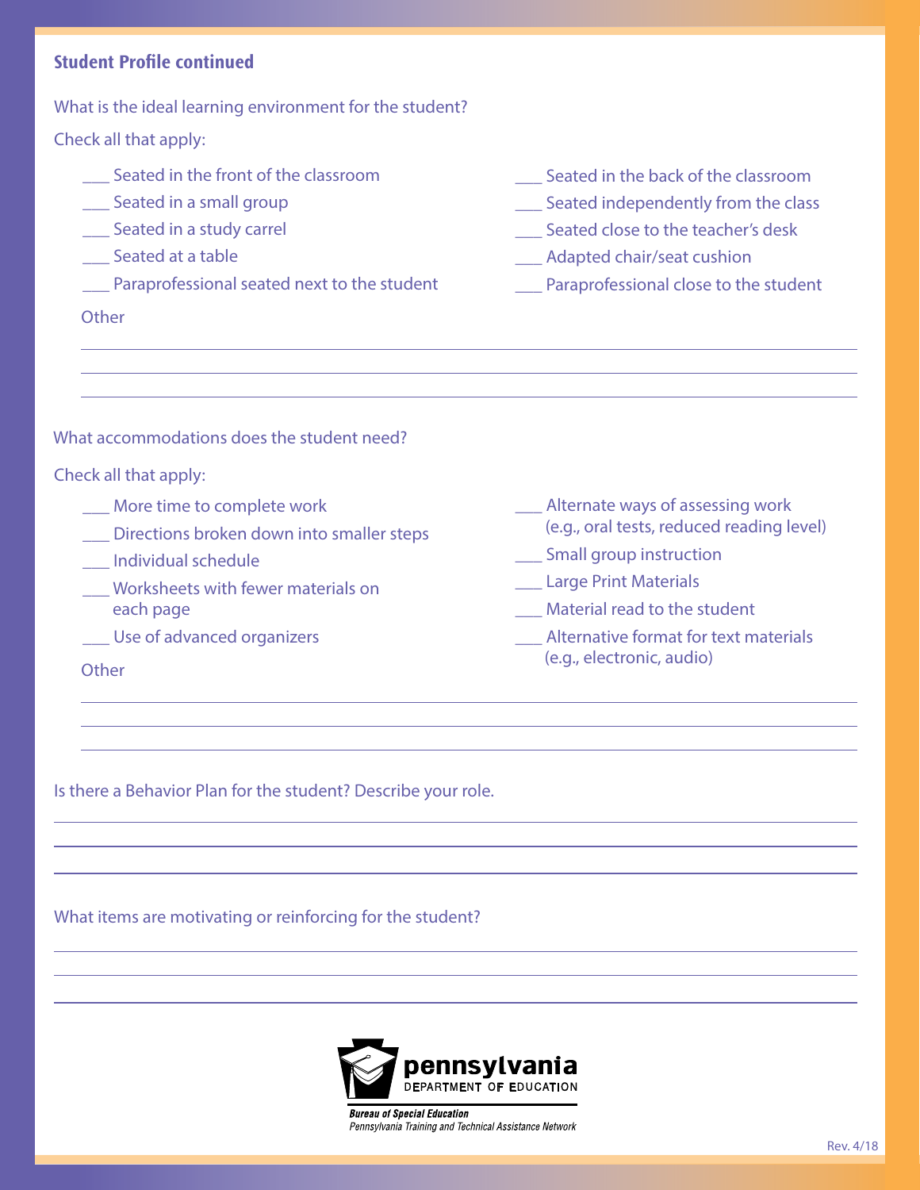### Student Profile continued

What is the ideal learning environment for the student?

Check all that apply:

- ___ Seated in the front of the classroom
- ___ Seated in a small group
- ___ Seated in a study carrel
- ___ Seated at a table
- ___ Paraprofessional seated next to the student
- ___ Seated in the back of the classroom
- ___ Seated independently from the class
- ___ Seated close to the teacher's desk
- ___ Adapted chair/seat cushion
- ___ Paraprofessional close to the student

Other

______________________________________________

______________________________________________

______________________________________________

What accommodations does the student need?

Check all that apply:

- ___ More time to complete work
- ___ Directions broken down into smaller steps
- ___ Individual schedule
- ___ Worksheets with fewer materials on each page
- ___ Use of advanced organizers
- ___ Alternate ways of assessing work (e.g., oral tests, reduced reading level)
- ___ Small group instruction
- ___ Large Print Materials
- ___ Material read to the student
- ___ Alternative format for text materials (e.g., electronic, audio)

Other

______________________________________________

______________________________________________

______________________________________________

Is there a Behavior Plan for the student? Describe your role.

______________________________________________

______________________________________________

______________________________________________

What items are motivating or reinforcing for the student?

______________________________________________

______________________________________________

______________________________________________

pennsylvania
DEPARTMENT OF EDUCATION

*Bureau of Special Education*
*Pennsylvania Training and Technical Assistance Network*

Rev. 4/18